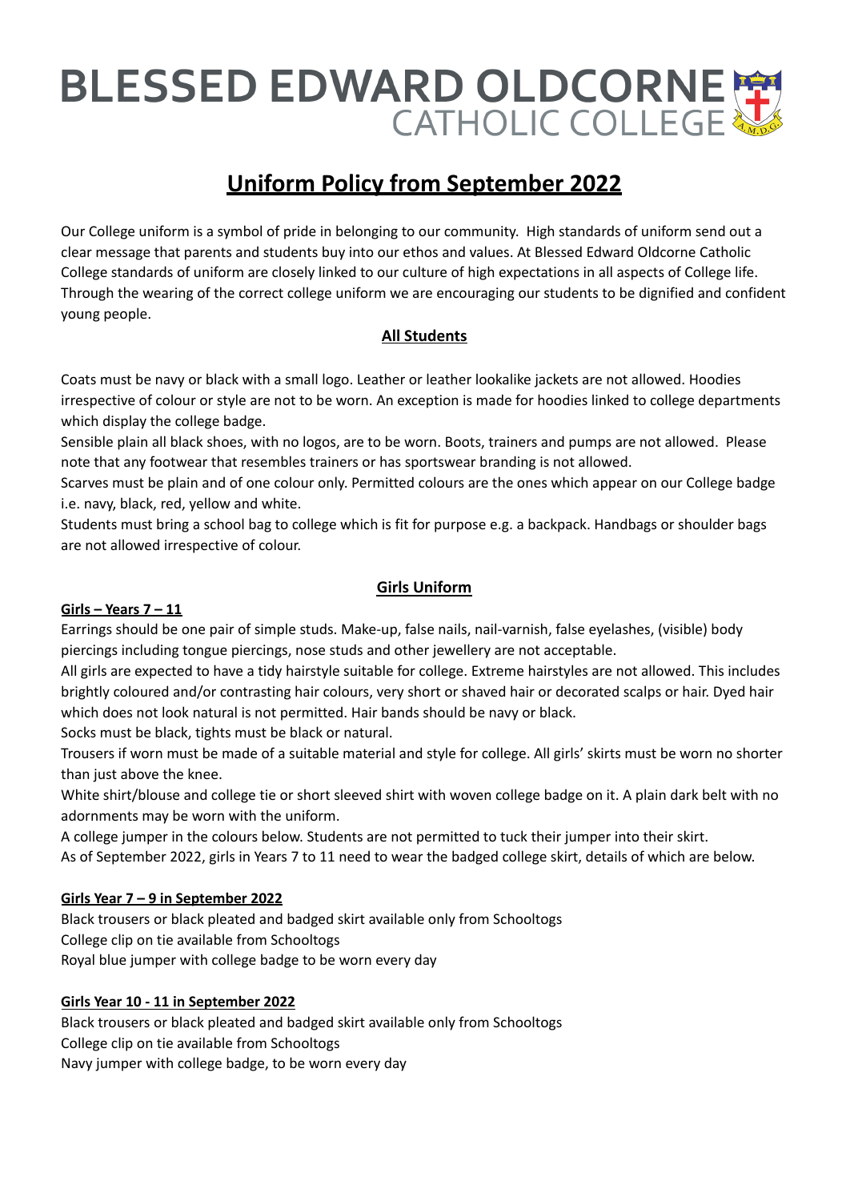# BLESSED EDWARD OLDCORNE CATHOLIC COLLEGE

## Uniform Policy from September 2022

Our College uniform is a symbol of pride in belonging to our community. High standards of uniform send out a clear message that parents and students buy into our ethos and values. At Blessed Edward Oldcorne Catholic College standards of uniform are closely linked to our culture of high expectations in all aspects of College life. Through the wearing of the correct college uniform we are encouraging our students to be dignified and confident young people.

### All Students

Coats must be navy or black with a small logo. Leather or leather lookalike jackets are not allowed. Hoodies irrespective of colour or style are not to be worn. An exception is made for hoodies linked to college departments which display the college badge.

Sensible plain all black shoes, with no logos, are to be worn. Boots, trainers and pumps are not allowed. Please note that any footwear that resembles trainers or has sportswear branding is not allowed.

Scarves must be plain and of one colour only. Permitted colours are the ones which appear on our College badge i.e. navy, black, red, yellow and white.

Students must bring a school bag to college which is fit for purpose e.g. a backpack. Handbags or shoulder bags are not allowed irrespective of colour.

### Girls Uniform

**Girls – Years 7 – 11**

Earrings should be one pair of simple studs. Make-up, false nails, nail-varnish, false eyelashes, (visible) body piercings including tongue piercings, nose studs and other jewellery are not acceptable.

All girls are expected to have a tidy hairstyle suitable for college. Extreme hairstyles are not allowed. This includes brightly coloured and/or contrasting hair colours, very short or shaved hair or decorated scalps or hair. Dyed hair which does not look natural is not permitted. Hair bands should be navy or black.

Socks must be black, tights must be black or natural.

Trousers if worn must be made of a suitable material and style for college. All girls' skirts must be worn no shorter than just above the knee.

White shirt/blouse and college tie or short sleeved shirt with woven college badge on it. A plain dark belt with no adornments may be worn with the uniform.

A college jumper in the colours below. Students are not permitted to tuck their jumper into their skirt.

As of September 2022, girls in Years 7 to 11 need to wear the badged college skirt, details of which are below.

**Girls Year 7 – 9 in September 2022**

Black trousers or black pleated and badged skirt available only from Schooltogs
College clip on tie available from Schooltogs
Royal blue jumper with college badge to be worn every day

**Girls Year 10 - 11 in September 2022**

Black trousers or black pleated and badged skirt available only from Schooltogs
College clip on tie available from Schooltogs
Navy jumper with college badge, to be worn every day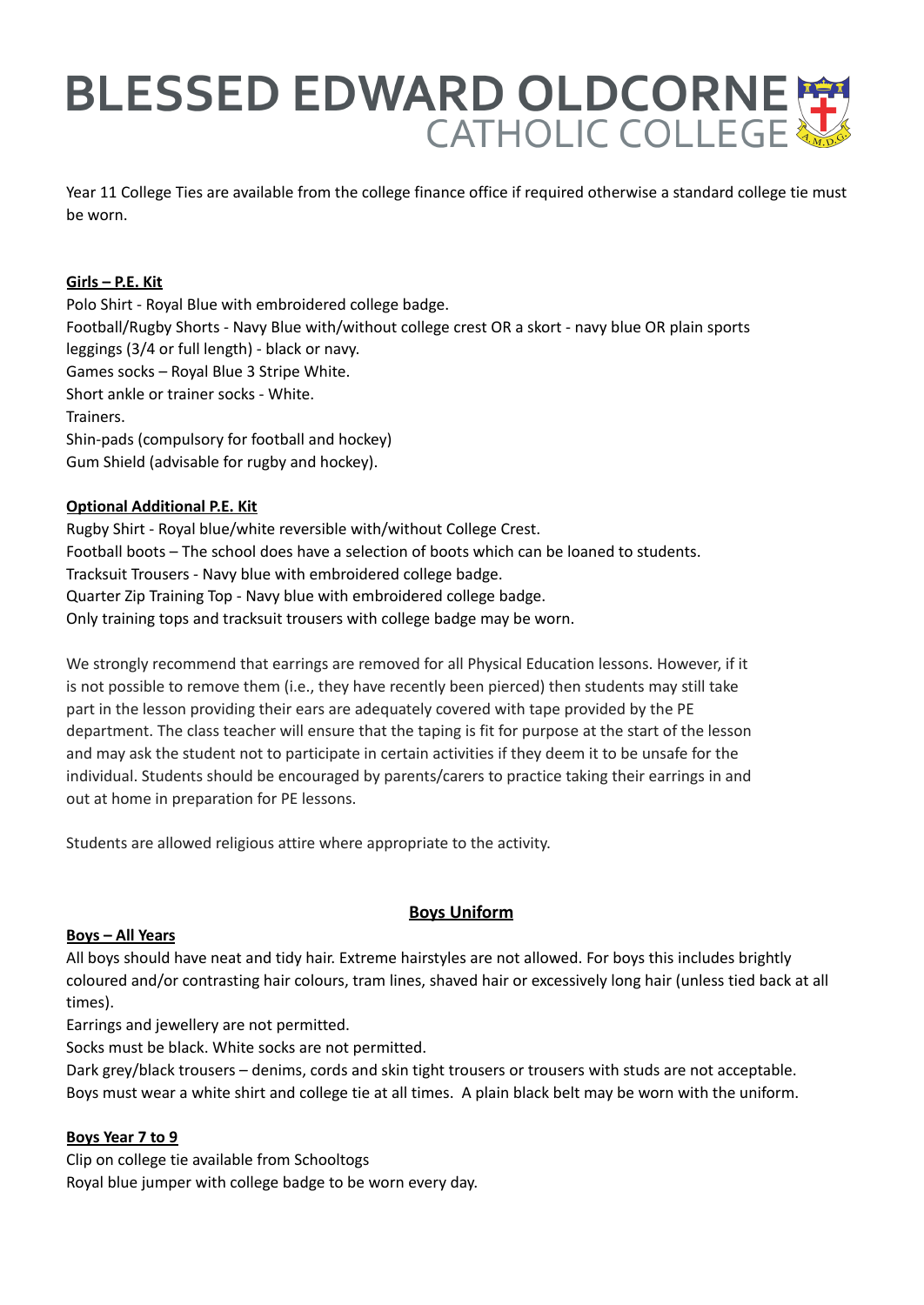Year 11 College Ties are available from the college finance office if required otherwise a standard college tie must be worn.

**Girls – P.E. Kit**

Polo Shirt - Royal Blue with embroidered college badge.
Football/Rugby Shorts - Navy Blue with/without college crest OR a skort - navy blue OR plain sports leggings (3/4 or full length) - black or navy.
Games socks – Royal Blue 3 Stripe White.
Short ankle or trainer socks - White.
Trainers.
Shin-pads (compulsory for football and hockey)
Gum Shield (advisable for rugby and hockey).

**Optional Additional P.E. Kit**

Rugby Shirt - Royal blue/white reversible with/without College Crest.
Football boots – The school does have a selection of boots which can be loaned to students.
Tracksuit Trousers - Navy blue with embroidered college badge.
Quarter Zip Training Top - Navy blue with embroidered college badge.
Only training tops and tracksuit trousers with college badge may be worn.

We strongly recommend that earrings are removed for all Physical Education lessons. However, if it is not possible to remove them (i.e., they have recently been pierced) then students may still take part in the lesson providing their ears are adequately covered with tape provided by the PE department. The class teacher will ensure that the taping is fit for purpose at the start of the lesson and may ask the student not to participate in certain activities if they deem it to be unsafe for the individual. Students should be encouraged by parents/carers to practice taking their earrings in and out at home in preparation for PE lessons.

Students are allowed religious attire where appropriate to the activity.

## Boys Uniform

**Boys – All Years**

All boys should have neat and tidy hair. Extreme hairstyles are not allowed. For boys this includes brightly coloured and/or contrasting hair colours, tram lines, shaved hair or excessively long hair (unless tied back at all times).
Earrings and jewellery are not permitted.
Socks must be black. White socks are not permitted.
Dark grey/black trousers – denims, cords and skin tight trousers or trousers with studs are not acceptable.
Boys must wear a white shirt and college tie at all times. A plain black belt may be worn with the uniform.

**Boys Year 7 to 9**

Clip on college tie available from Schooltogs
Royal blue jumper with college badge to be worn every day.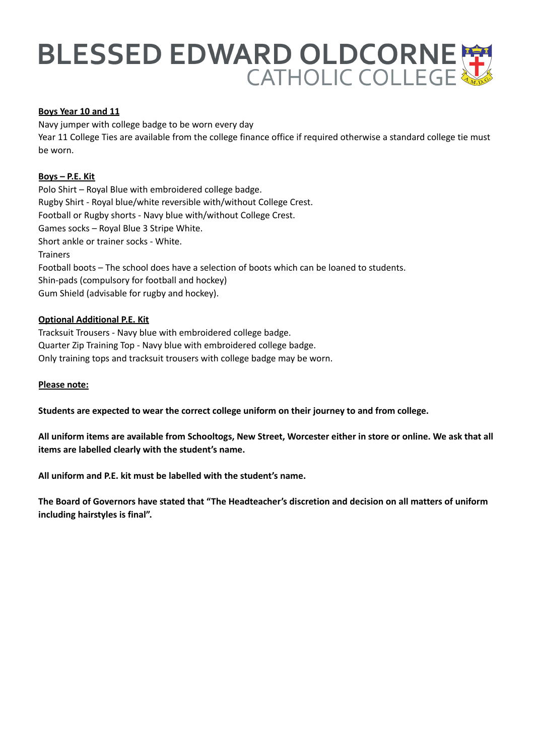**Boys Year 10 and 11**

Navy jumper with college badge to be worn every day

Year 11 College Ties are available from the college finance office if required otherwise a standard college tie must be worn.

**Boys – P.E. Kit**

Polo Shirt – Royal Blue with embroidered college badge.
Rugby Shirt - Royal blue/white reversible with/without College Crest.
Football or Rugby shorts - Navy blue with/without College Crest.
Games socks – Royal Blue 3 Stripe White.
Short ankle or trainer socks - White.
Trainers
Football boots – The school does have a selection of boots which can be loaned to students.
Shin-pads (compulsory for football and hockey)
Gum Shield (advisable for rugby and hockey).

**Optional Additional P.E. Kit**

Tracksuit Trousers - Navy blue with embroidered college badge.
Quarter Zip Training Top - Navy blue with embroidered college badge.
Only training tops and tracksuit trousers with college badge may be worn.

**Please note:**

**Students are expected to wear the correct college uniform on their journey to and from college.**

**All uniform items are available from Schooltogs, New Street, Worcester either in store or online. We ask that all items are labelled clearly with the student's name.**

**All uniform and P.E. kit must be labelled with the student's name.**

**The Board of Governors have stated that "The Headteacher's discretion and decision on all matters of uniform including hairstyles is final".**